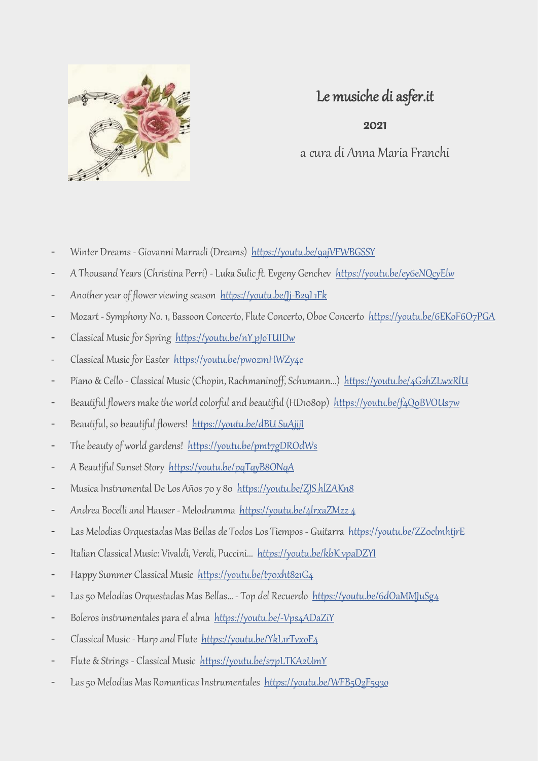# Le musiche di asfer.it

**2021**

a cura di Anna Maria Franchi

- Winter Dreams - Giovanni Marradi (Dreams) https://youtu.be/9ajVFWBGSSY
- A Thousand Years (Christina Perri) - Luka Sulic ft. Evgeny Genchev https://youtu.be/ey6eNQcyElw
- Another year of flower viewing season https://youtu.be/Jj-B29I1Fk
- Mozart - Symphony No. 1, Bassoon Concerto, Flute Concerto, Oboe Concerto https://youtu.be/6EKoF6O7PGA
- Classical Music for Spring https://youtu.be/nY pJoTUIDw
- Classical Music for Easter https://youtu.be/pwozmHWZy4c
- Piano & Cello - Classical Music (Chopin, Rachmaninoff, Schumann...) https://youtu.be/4G2hZLwxRlU
- Beautiful flowers make the world colorful and beautiful (HD1080p) https://youtu.be/f4QoBVOUs7w
- Beautiful, so beautiful flowers! https://youtu.be/dBU SuAjijI
- The beauty of world gardens! https://youtu.be/pmt7gDROdWs
- A Beautiful Sunset Story https://youtu.be/pqTqyB8ONqA
- Musica Instrumental De Los Años 70 y 80 https://youtu.be/ZJS hlZAKn8
- Andrea Bocelli and Hauser - Melodramma https://youtu.be/4lrxaZMzz 4
- Las Melodias Orquestadas Mas Bellas de Todos Los Tiempos - Guitarra https://youtu.be/ZZoclmhtjrE
- Italian Classical Music: Vivaldi, Verdi, Puccini... https://youtu.be/kbK vpaDZYI
- Happy Summer Classical Music https://youtu.be/t7oxht821G4
- Las 50 Melodias Orquestadas Mas Bellas... - Top del Recuerdo https://youtu.be/6dOaMMJuSg4
- Boleros instrumentales para el alma https://youtu.be/-Vps4ADaZiY
- Classical Music - Harp and Flute https://youtu.be/YkL1rTvxoF4
- Flute & Strings - Classical Music https://youtu.be/s7pLTKA2UmY
- Las 50 Melodias Mas Romanticas Instrumentales https://youtu.be/WFB5Q2F593o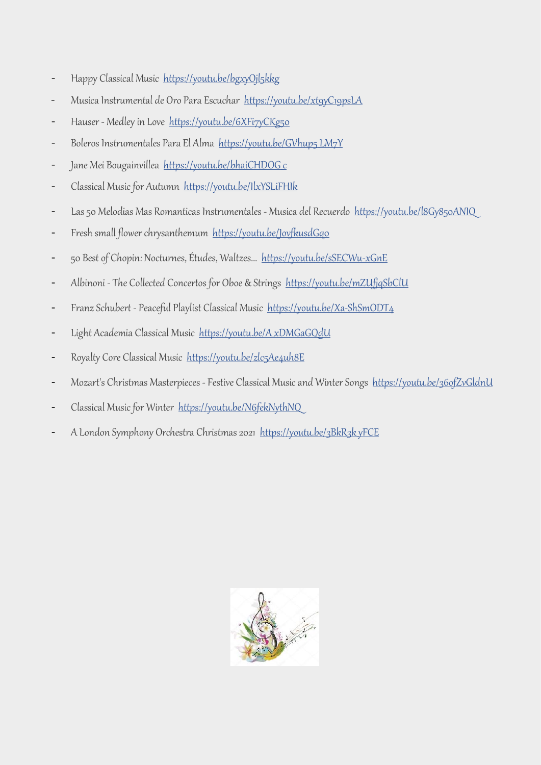- Happy Classical Music https://youtu.be/bgxyOjl5kkg
- Musica Instrumental de Oro Para Escuchar https://youtu.be/xt9yC19psLA
- Hauser - Medley in Love https://youtu.be/6XFi7yCKg50
- Boleros Instrumentales Para El Alma https://youtu.be/GVhup5_LM7Y
- Jane Mei Bougainvillea https://youtu.be/bhaiCHDOG_c
- Classical Music for Autumn https://youtu.be/IlxYSLiFHIk
- Las 50 Melodias Mas Romanticas Instrumentales - Musica del Recuerdo https://youtu.be/l8Gy850ANIQ
- Fresh small flower chrysanthemum https://youtu.be/JovfkusdGq0
- 50 Best of Chopin: Nocturnes, Études, Waltzes... https://youtu.be/sSECWu-xGnE
- Albinoni - The Collected Concertos for Oboe & Strings https://youtu.be/mZUfjqSbClU
- Franz Schubert - Peaceful Playlist Classical Music https://youtu.be/Xa-ShSmODT4
- Light Academia Classical Music https://youtu.be/A_xDMGaGQdU
- Royalty Core Classical Music https://youtu.be/zlc5Ae4uh8E
- Mozart's Christmas Masterpieces - Festive Classical Music and Winter Songs https://youtu.be/36ofZvGldnU
- Classical Music for Winter https://youtu.be/N6fekNythNQ
- A London Symphony Orchestra Christmas 2021 https://youtu.be/3BkR3k_yFCE